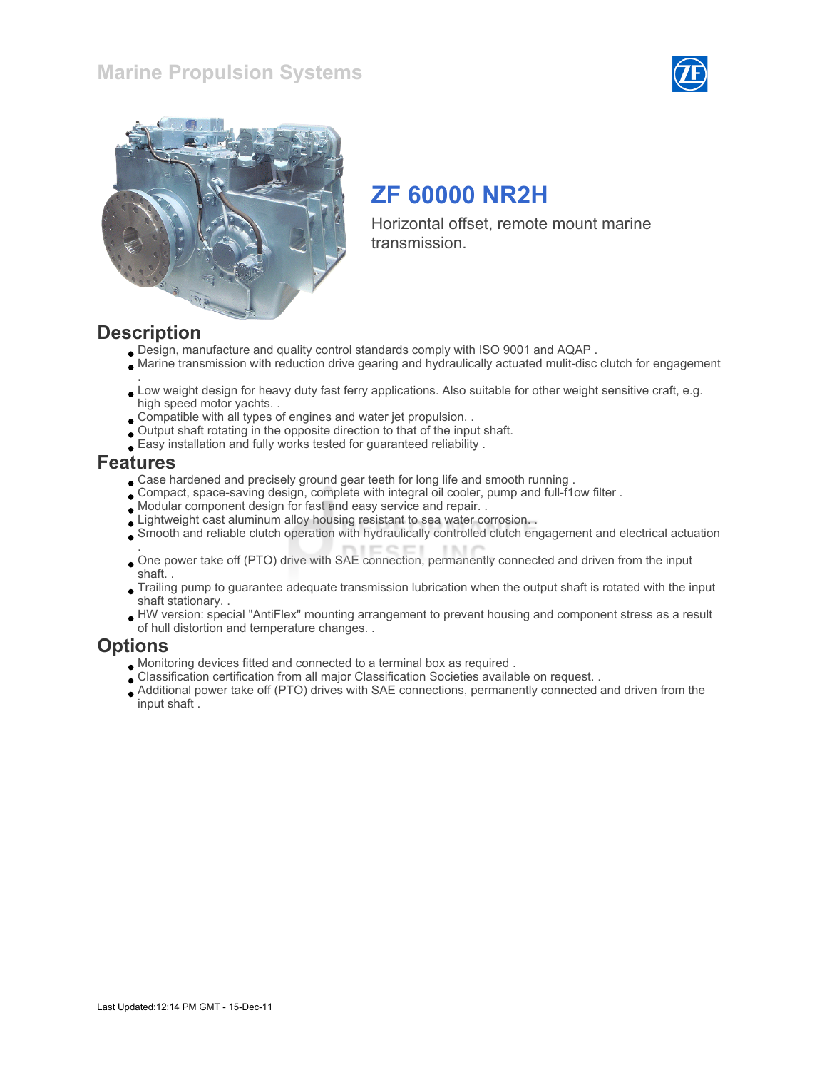# Marine Propulsion Systems

## ZF 60000 NR2H

Horizontal offset, remote mount marine transmission.

## Description

- Design, manufacture and quality control standards comply with ISO 9001 and AQAP .
- Marine transmission with reduction drive gearing and hydraulically actuated mulit-disc clutch for engagement .
- Low weight design for heavy duty fast ferry applications. Also suitable for other weight sensitive craft, e.g. high speed motor yachts. .
- Compatible with all types of engines and water jet propulsion. .
- Output shaft rotating in the opposite direction to that of the input shaft.
- Easy installation and fully works tested for guaranteed reliability .

## Features

- Case hardened and precisely ground gear teeth for long life and smooth running .
- Compact, space-saving design, complete with integral oil cooler, pump and full-f1ow filter .
- Modular component design for fast and easy service and repair. .
- Lightweight cast aluminum alloy housing resistant to sea water corrosion. .
- Smooth and reliable clutch operation with hydraulically controlled clutch engagement and electrical actuation .
- One power take off (PTO) drive with SAE connection, permanently connected and driven from the input shaft. .
- Trailing pump to guarantee adequate transmission lubrication when the output shaft is rotated with the input shaft stationary. .
- HW version: special "AntiFlex" mounting arrangement to prevent housing and component stress as a result of hull distortion and temperature changes. .

## Options

- Monitoring devices fitted and connected to a terminal box as required .
- Classification certification from all major Classification Societies available on request. .
- Additional power take off (PTO) drives with SAE connections, permanently connected and driven from the input shaft .

Last Updated:12:14 PM GMT - 15-Dec-11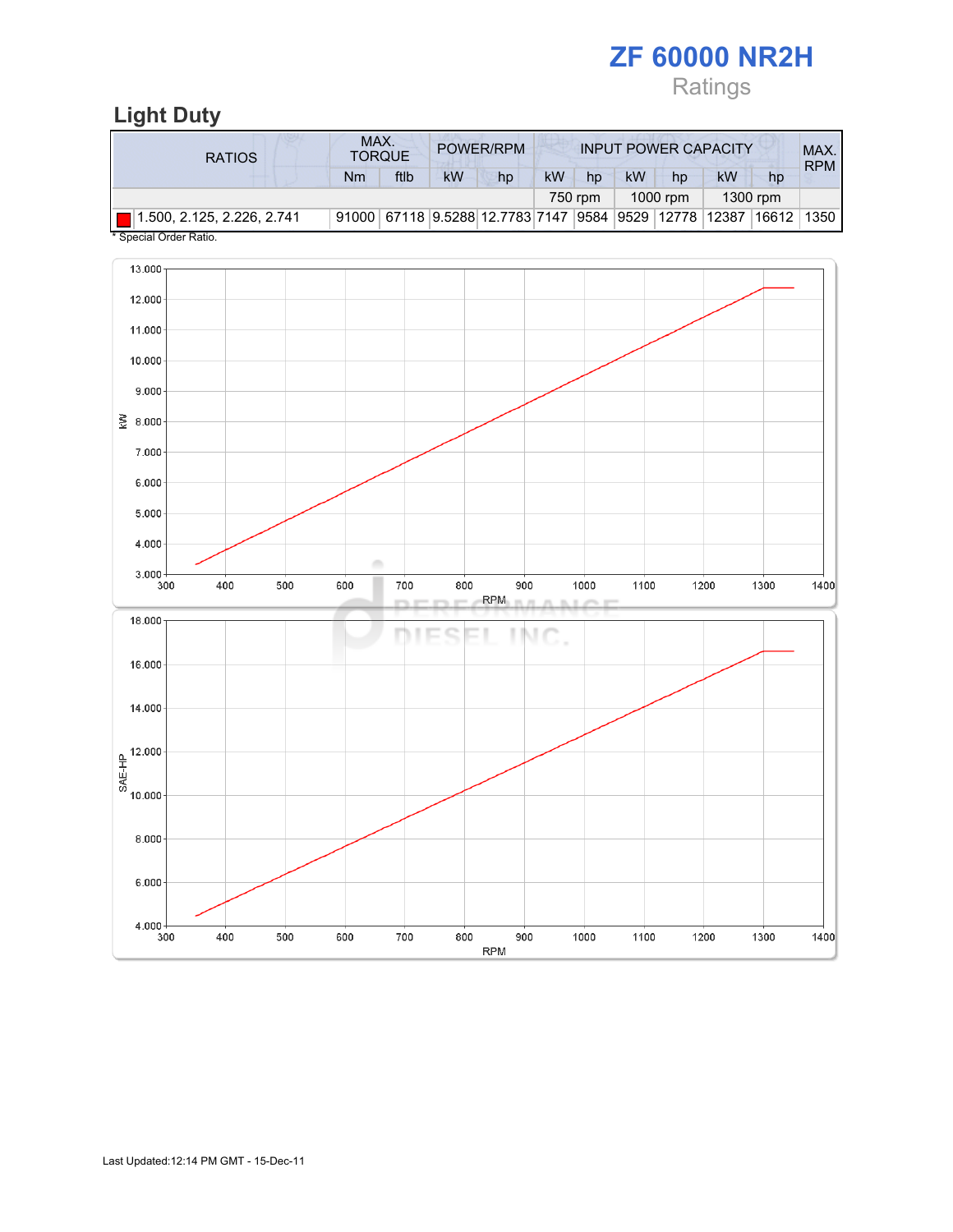# ZF 60000 NR2H

Ratings

## Light Duty

| RATIOS | MAX. TORQUE | | POWER/RPM | | INPUT POWER CAPACITY | | | | | | MAX. RPM |
|---|---|---|---|---|---|---|---|---|---|---|---|
| | Nm | ftlb | kW | hp | kW | hp | kW | hp | kW | hp | |
| | | | | | 750 rpm | | 1000 rpm | | 1300 rpm | | |
| 1.500, 2.125, 2.226, 2.741 | 91000 | 67118 | 9.5288 | 12.7783 | 7147 | 9584 | 9529 | 12778 | 12387 | 16612 | 1350 |

* Special Order Ratio.

Last Updated:12:14 PM GMT - 15-Dec-11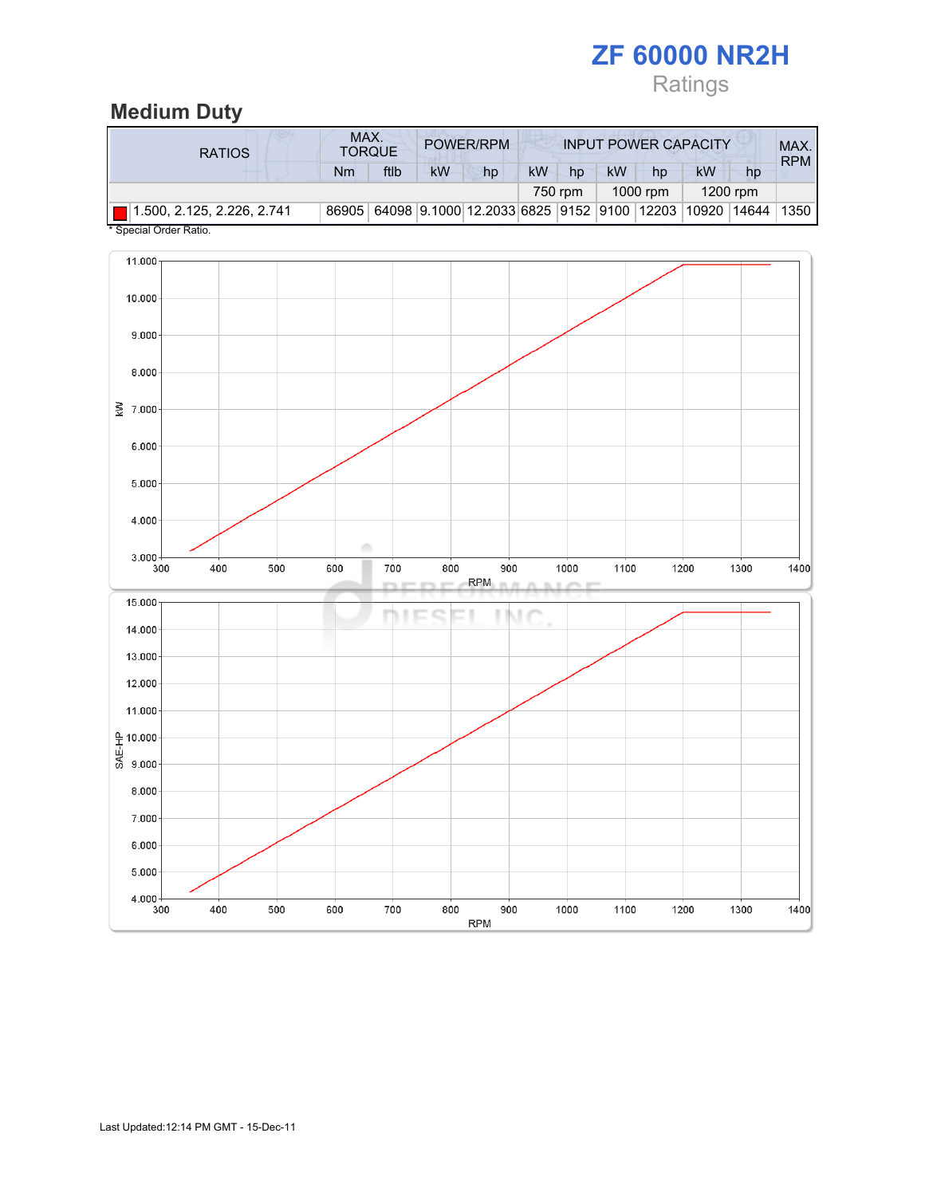# ZF 60000 NR2H

Ratings

## Medium Duty

| RATIOS | MAX. TORQUE | | POWER/RPM | | INPUT POWER CAPACITY | | | | | | MAX. RPM |
|---|---|---|---|---|---|---|---|---|---|---|---|
| | Nm | ftlb | kW | hp | kW | hp | kW | hp | kW | hp | |
| | | | | | 750 rpm | | 1000 rpm | | 1200 rpm | | |
| 1.500, 2.125, 2.226, 2.741 | 86905 | 64098 | 9.1000 | 12.2033 | 6825 | 9152 | 9100 | 12203 | 10920 | 14644 | 1350 |

* Special Order Ratio.

Last Updated:12:14 PM GMT - 15-Dec-11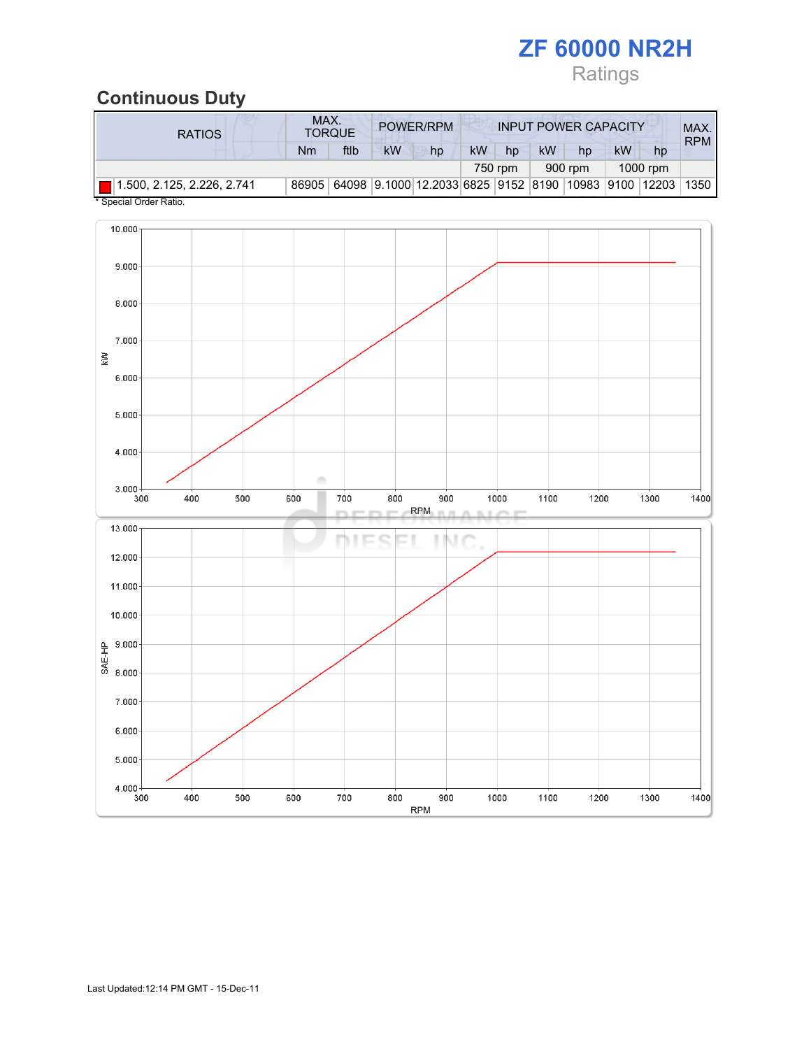# ZF 60000 NR2H

Ratings

## Continuous Duty

| RATIOS | MAX. TORQUE | | POWER/RPM | | INPUT POWER CAPACITY | | | | | | MAX. RPM |
|---|---|---|---|---|---|---|---|---|---|---|---|
| | Nm | ftlb | kW | hp | kW | hp | kW | hp | kW | hp | |
| | | | | | 750 rpm | | 900 rpm | | 1000 rpm | | |
| 1.500, 2.125, 2.226, 2.741 | 86905 | 64098 | 9.1000 | 12.2033 | 6825 | 9152 | 8190 | 10983 | 9100 | 12203 | 1350 |

* Special Order Ratio.

Last Updated:12:14 PM GMT - 15-Dec-11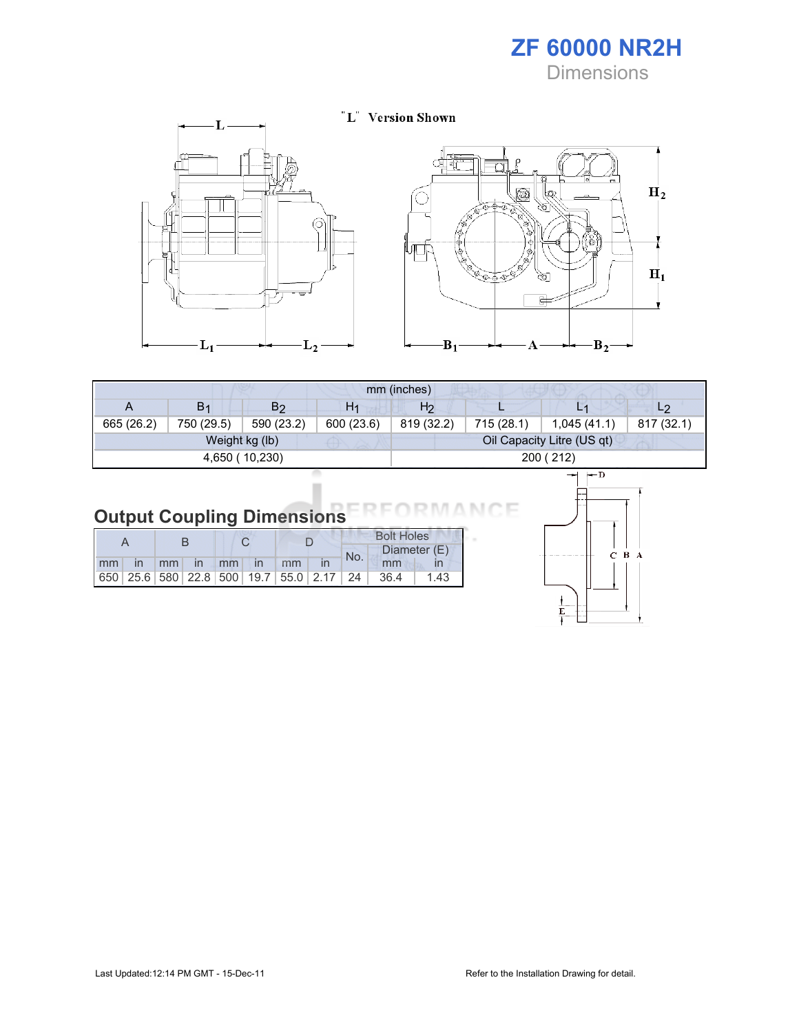# ZF 60000 NR2H

## Dimensions

"L" Version Shown

| mm (inches) | | | | | | | |
|---|---|---|---|---|---|---|---|
| A | $B_1$ | $B_2$ | $H_1$ | $H_2$ | L | $L_1$ | $L_2$ |
| 665 (26.2) | 750 (29.5) | 590 (23.2) | 600 (23.6) | 819 (32.2) | 715 (28.1) | 1,045 (41.1) | 817 (32.1) |
| Weight kg (lb) | | | | Oil Capacity Litre (US qt) | | | |
| 4,650 ( 10,230) | | | | 200 ( 212) | | | |

## Output Coupling Dimensions

| A | | B | | C | | D | | Bolt Holes | | |
|---|---|---|---|---|---|---|---|---|---|---|
| | | | | | | | | No. | Diameter (E) | |
| mm | in | mm | in | mm | in | mm | in | | mm | in |
| 650 | 25.6 | 580 | 22.8 | 500 | 19.7 | 55.0 | 2.17 | 24 | 36.4 | 1.43 |

Last Updated:12:14 PM GMT - 15-Dec-11

Refer to the Installation Drawing for detail.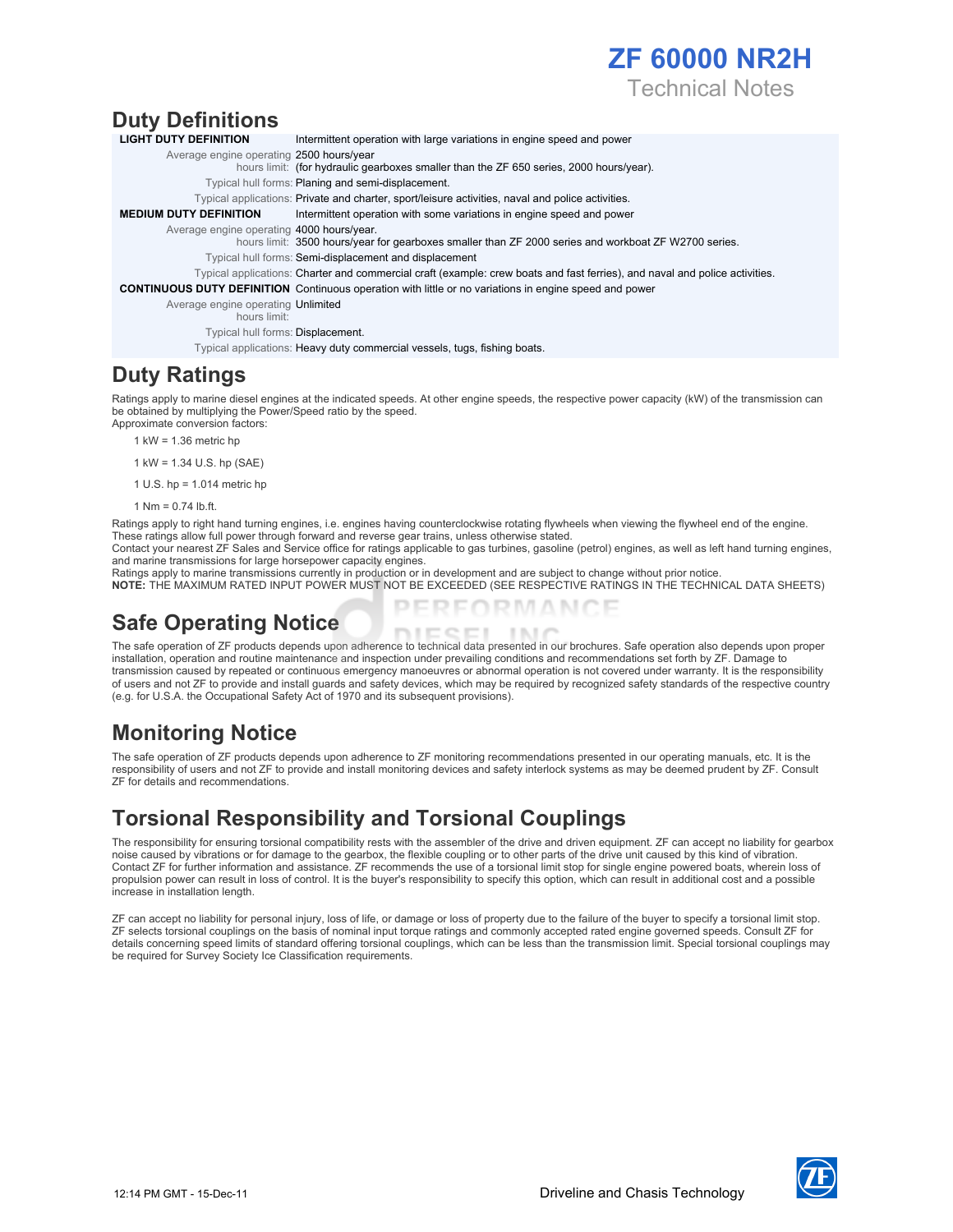# ZF 60000 NR2H

Technical Notes

## Duty Definitions

| | |
|---|---|
| **LIGHT DUTY DEFINITION** | Intermittent operation with large variations in engine speed and power |
| Average engine operating hours limit: | 2500 hours/year (for hydraulic gearboxes smaller than the ZF 650 series, 2000 hours/year). |
| Typical hull forms: | Planing and semi-displacement. |
| Typical applications: | Private and charter, sport/leisure activities, naval and police activities. |
| **MEDIUM DUTY DEFINITION** | Intermittent operation with some variations in engine speed and power |
| Average engine operating hours limit: | 4000 hours/year. 3500 hours/year for gearboxes smaller than ZF 2000 series and workboat ZF W2700 series. |
| Typical hull forms: | Semi-displacement and displacement |
| Typical applications: | Charter and commercial craft (example: crew boats and fast ferries), and naval and police activities. |
| **CONTINUOUS DUTY DEFINITION** | Continuous operation with little or no variations in engine speed and power |
| Average engine operating hours limit: | Unlimited |
| Typical hull forms: | Displacement. |
| Typical applications: | Heavy duty commercial vessels, tugs, fishing boats. |

## Duty Ratings

Ratings apply to marine diesel engines at the indicated speeds. At other engine speeds, the respective power capacity (kW) of the transmission can be obtained by multiplying the Power/Speed ratio by the speed.
Approximate conversion factors:

- 1 kW = 1.36 metric hp
- 1 kW = 1.34 U.S. hp (SAE)
- 1 U.S. hp = 1.014 metric hp
- 1 Nm = 0.74 lb.ft.

Ratings apply to right hand turning engines, i.e. engines having counterclockwise rotating flywheels when viewing the flywheel end of the engine.
These ratings allow full power through forward and reverse gear trains, unless otherwise stated.
Contact your nearest ZF Sales and Service office for ratings applicable to gas turbines, gasoline (petrol) engines, as well as left hand turning engines, and marine transmissions for large horsepower capacity engines.
Ratings apply to marine transmissions currently in production or in development and are subject to change without prior notice.
**NOTE:** THE MAXIMUM RATED INPUT POWER MUST NOT BE EXCEEDED (SEE RESPECTIVE RATINGS IN THE TECHNICAL DATA SHEETS)

## Safe Operating Notice

The safe operation of ZF products depends upon adherence to technical data presented in our brochures. Safe operation also depends upon proper installation, operation and routine maintenance and inspection under prevailing conditions and recommendations set forth by ZF. Damage to transmission caused by repeated or continuous emergency manoeuvres or abnormal operation is not covered under warranty. It is the responsibility of users and not ZF to provide and install guards and safety devices, which may be required by recognized safety standards of the respective country (e.g. for U.S.A. the Occupational Safety Act of 1970 and its subsequent provisions).

## Monitoring Notice

The safe operation of ZF products depends upon adherence to ZF monitoring recommendations presented in our operating manuals, etc. It is the responsibility of users and not ZF to provide and install monitoring devices and safety interlock systems as may be deemed prudent by ZF. Consult ZF for details and recommendations.

## Torsional Responsibility and Torsional Couplings

The responsibility for ensuring torsional compatibility rests with the assembler of the drive and driven equipment. ZF can accept no liability for gearbox noise caused by vibrations or for damage to the gearbox, the flexible coupling or to other parts of the drive unit caused by this kind of vibration. Contact ZF for further information and assistance. ZF recommends the use of a torsional limit stop for single engine powered boats, wherein loss of propulsion power can result in loss of control. It is the buyer's responsibility to specify this option, which can result in additional cost and a possible increase in installation length.

ZF can accept no liability for personal injury, loss of life, or damage or loss of property due to the failure of the buyer to specify a torsional limit stop. ZF selects torsional couplings on the basis of nominal input torque ratings and commonly accepted rated engine governed speeds. Consult ZF for details concerning speed limits of standard offering torsional couplings, which can be less than the transmission limit. Special torsional couplings may be required for Survey Society Ice Classification requirements.